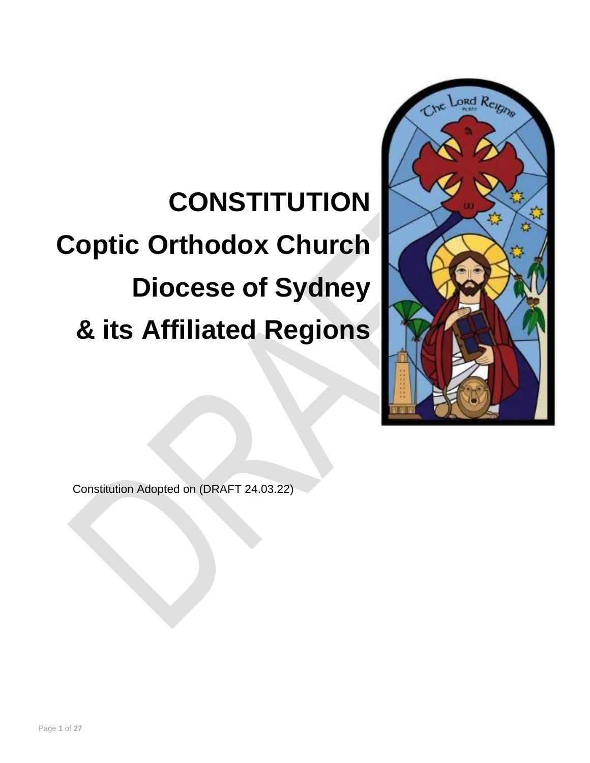# CONSTITUTION

# Coptic Orthodox Church

# Diocese of Sydney

# & its Affiliated Regions

Constitution Adopted on (DRAFT 24.03.22)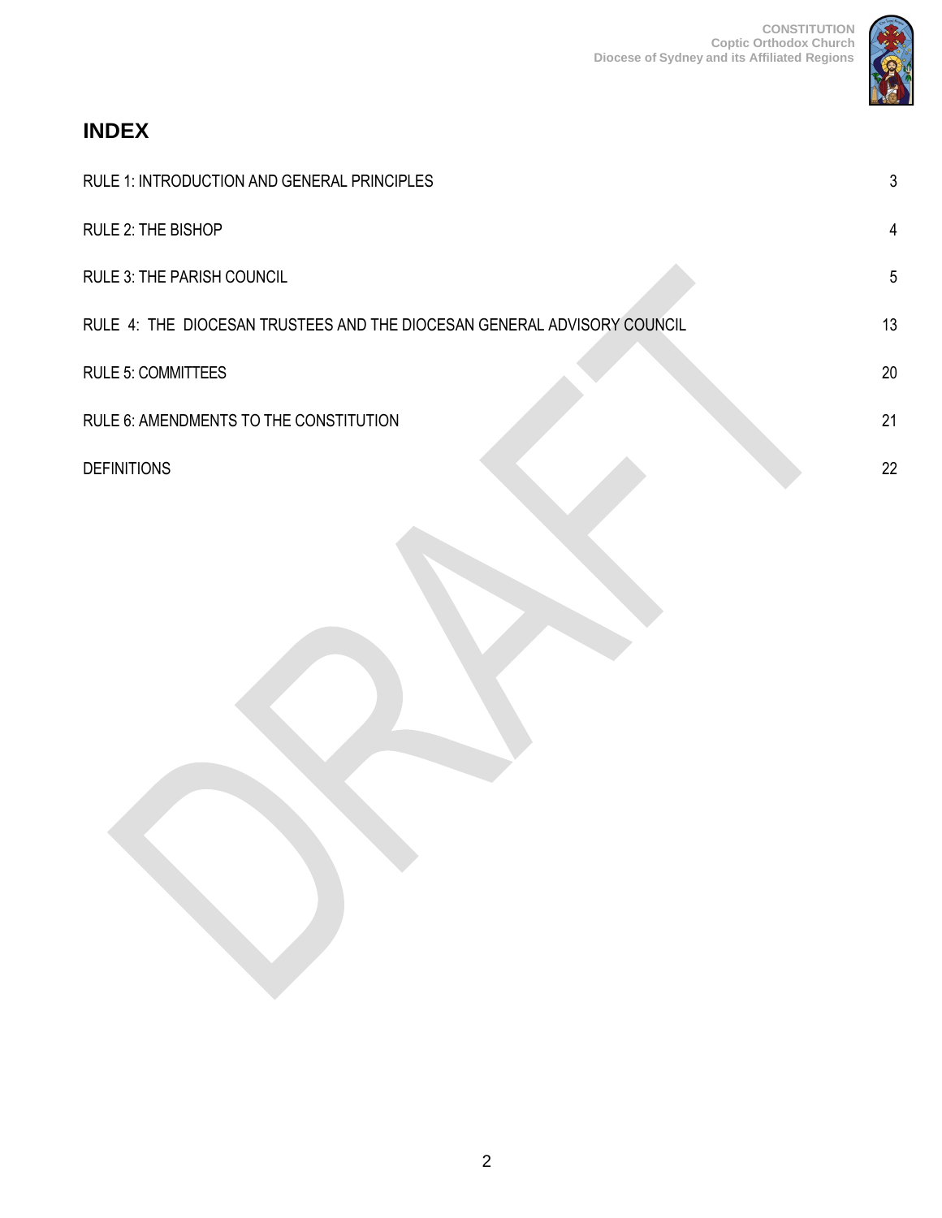## INDEX

| | |
|---|---|
| RULE 1: INTRODUCTION AND GENERAL PRINCIPLES | 3 |
| RULE 2: THE BISHOP | 4 |
| RULE 3: THE PARISH COUNCIL | 5 |
| RULE 4: THE DIOCESAN TRUSTEES AND THE DIOCESAN GENERAL ADVISORY COUNCIL | 13 |
| RULE 5: COMMITTEES | 20 |
| RULE 6: AMENDMENTS TO THE CONSTITUTION | 21 |
| DEFINITIONS | 22 |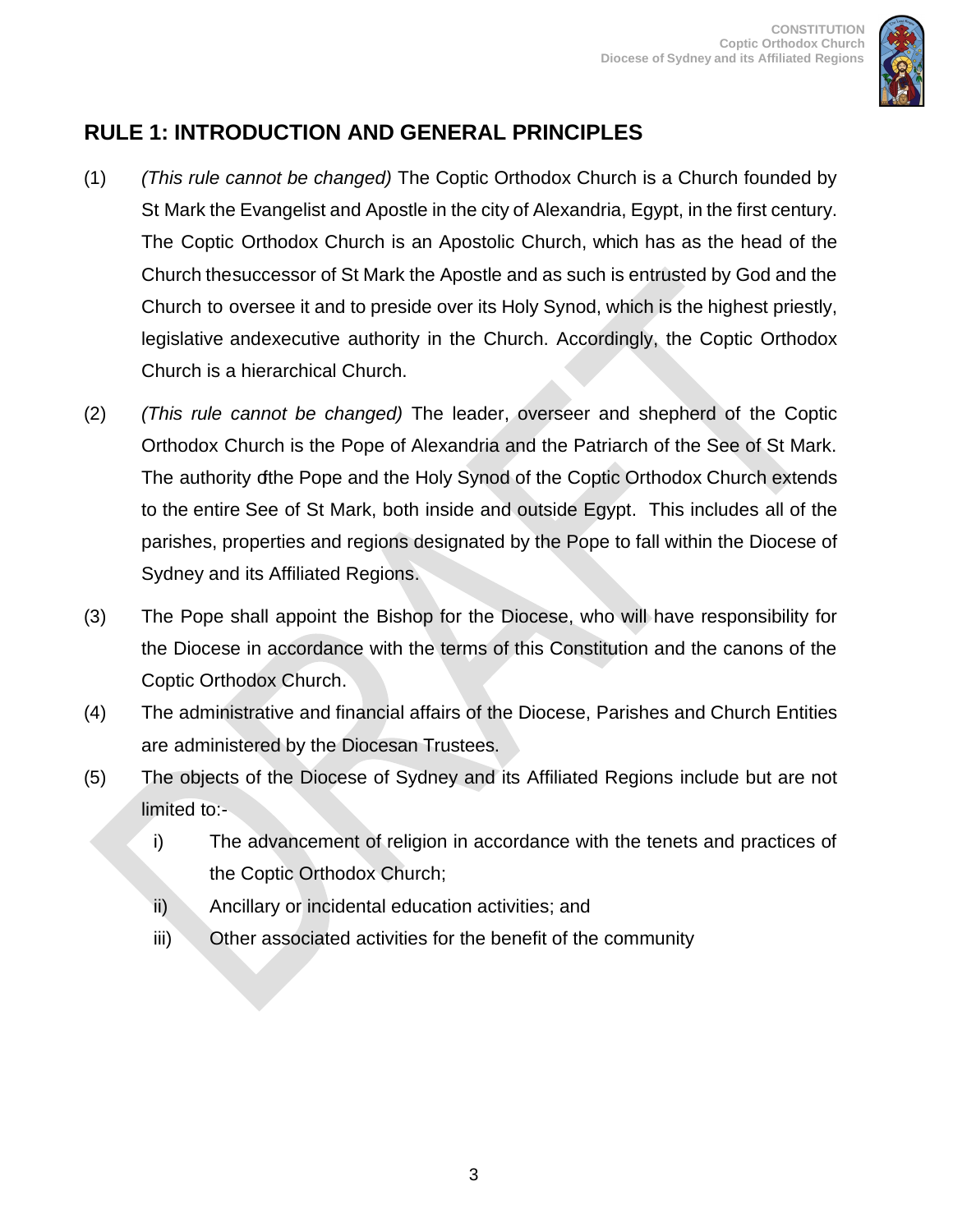## RULE 1: INTRODUCTION AND GENERAL PRINCIPLES

(1) *(This rule cannot be changed)* The Coptic Orthodox Church is a Church founded by St Mark the Evangelist and Apostle in the city of Alexandria, Egypt, in the first century. The Coptic Orthodox Church is an Apostolic Church, which has as the head of the Church thesuccessor of St Mark the Apostle and as such is entrusted by God and the Church to oversee it and to preside over its Holy Synod, which is the highest priestly, legislative andexecutive authority in the Church. Accordingly, the Coptic Orthodox Church is a hierarchical Church.

(2) *(This rule cannot be changed)* The leader, overseer and shepherd of the Coptic Orthodox Church is the Pope of Alexandria and the Patriarch of the See of St Mark. The authority ofthe Pope and the Holy Synod of the Coptic Orthodox Church extends to the entire See of St Mark, both inside and outside Egypt. This includes all of the parishes, properties and regions designated by the Pope to fall within the Diocese of Sydney and its Affiliated Regions.

(3) The Pope shall appoint the Bishop for the Diocese, who will have responsibility for the Diocese in accordance with the terms of this Constitution and the canons of the Coptic Orthodox Church.

(4) The administrative and financial affairs of the Diocese, Parishes and Church Entities are administered by the Diocesan Trustees.

(5) The objects of the Diocese of Sydney and its Affiliated Regions include but are not limited to:-

  i) The advancement of religion in accordance with the tenets and practices of the Coptic Orthodox Church;

  ii) Ancillary or incidental education activities; and

  iii) Other associated activities for the benefit of the community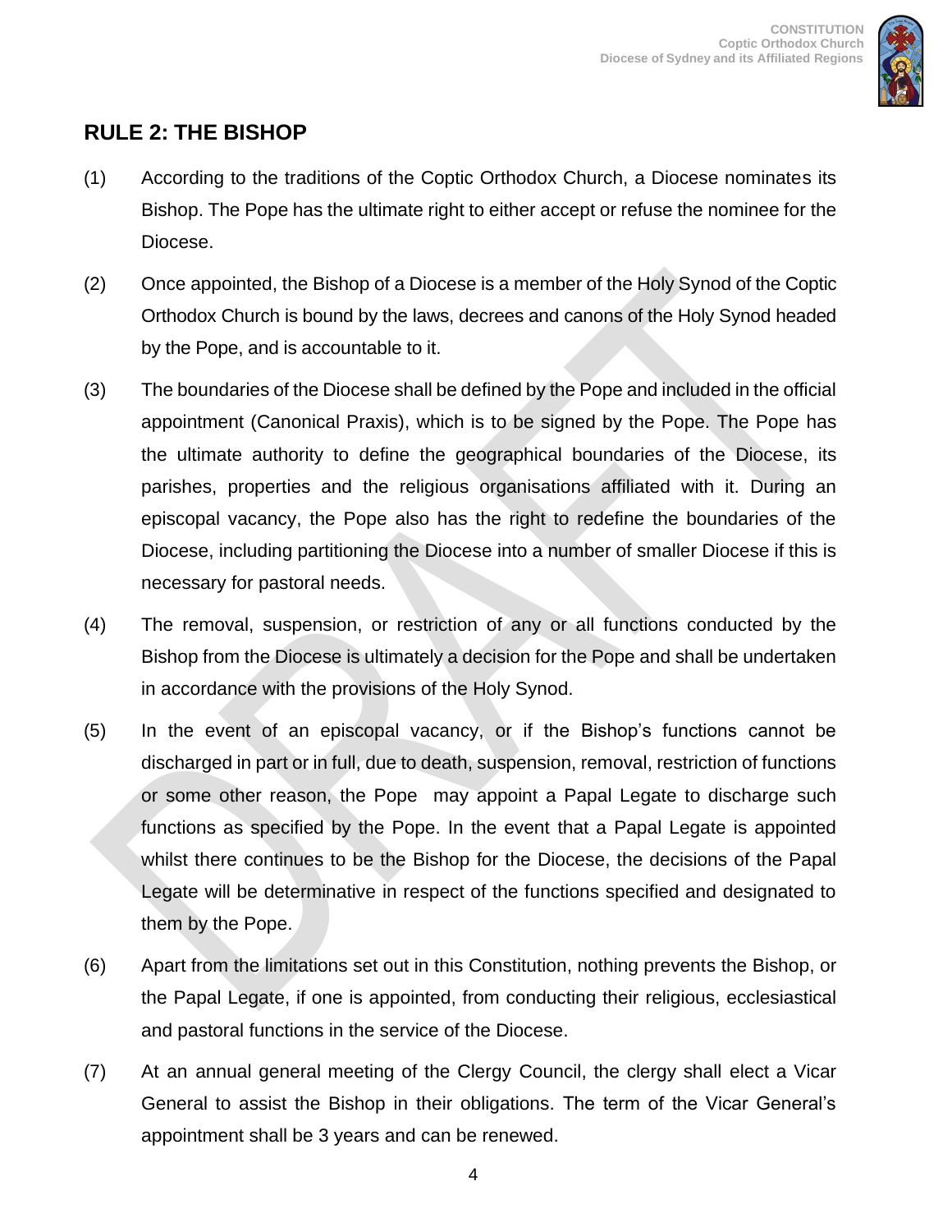## RULE 2: THE BISHOP

(1) According to the traditions of the Coptic Orthodox Church, a Diocese nominates its Bishop. The Pope has the ultimate right to either accept or refuse the nominee for the Diocese.

(2) Once appointed, the Bishop of a Diocese is a member of the Holy Synod of the Coptic Orthodox Church is bound by the laws, decrees and canons of the Holy Synod headed by the Pope, and is accountable to it.

(3) The boundaries of the Diocese shall be defined by the Pope and included in the official appointment (Canonical Praxis), which is to be signed by the Pope. The Pope has the ultimate authority to define the geographical boundaries of the Diocese, its parishes, properties and the religious organisations affiliated with it. During an episcopal vacancy, the Pope also has the right to redefine the boundaries of the Diocese, including partitioning the Diocese into a number of smaller Diocese if this is necessary for pastoral needs.

(4) The removal, suspension, or restriction of any or all functions conducted by the Bishop from the Diocese is ultimately a decision for the Pope and shall be undertaken in accordance with the provisions of the Holy Synod.

(5) In the event of an episcopal vacancy, or if the Bishop's functions cannot be discharged in part or in full, due to death, suspension, removal, restriction of functions or some other reason, the Pope may appoint a Papal Legate to discharge such functions as specified by the Pope. In the event that a Papal Legate is appointed whilst there continues to be the Bishop for the Diocese, the decisions of the Papal Legate will be determinative in respect of the functions specified and designated to them by the Pope.

(6) Apart from the limitations set out in this Constitution, nothing prevents the Bishop, or the Papal Legate, if one is appointed, from conducting their religious, ecclesiastical and pastoral functions in the service of the Diocese.

(7) At an annual general meeting of the Clergy Council, the clergy shall elect a Vicar General to assist the Bishop in their obligations. The term of the Vicar General's appointment shall be 3 years and can be renewed.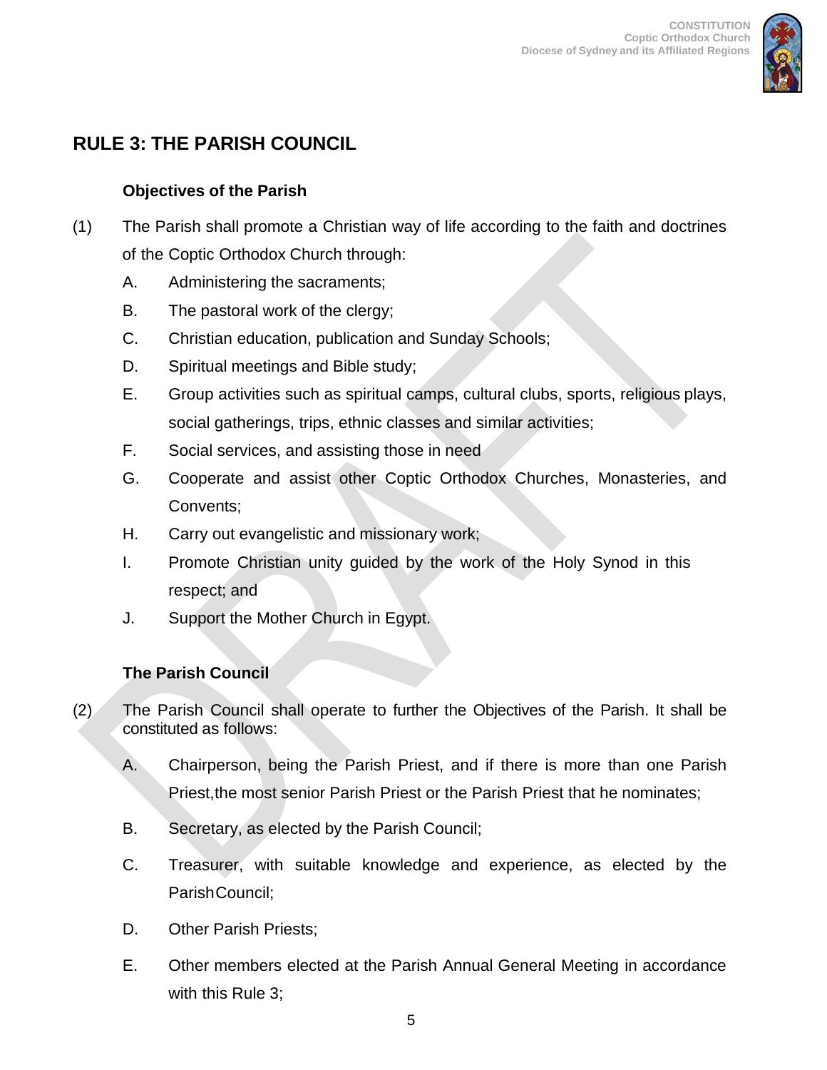## RULE 3: THE PARISH COUNCIL

### Objectives of the Parish

(1) The Parish shall promote a Christian way of life according to the faith and doctrines of the Coptic Orthodox Church through:

A. Administering the sacraments;

B. The pastoral work of the clergy;

C. Christian education, publication and Sunday Schools;

D. Spiritual meetings and Bible study;

E. Group activities such as spiritual camps, cultural clubs, sports, religious plays, social gatherings, trips, ethnic classes and similar activities;

F. Social services, and assisting those in need

G. Cooperate and assist other Coptic Orthodox Churches, Monasteries, and Convents;

H. Carry out evangelistic and missionary work;

I. Promote Christian unity guided by the work of the Holy Synod in this respect; and

J. Support the Mother Church in Egypt.

### The Parish Council

(2) The Parish Council shall operate to further the Objectives of the Parish. It shall be constituted as follows:

A. Chairperson, being the Parish Priest, and if there is more than one Parish Priest,the most senior Parish Priest or the Parish Priest that he nominates;

B. Secretary, as elected by the Parish Council;

C. Treasurer, with suitable knowledge and experience, as elected by the Parish Council;

D. Other Parish Priests;

E. Other members elected at the Parish Annual General Meeting in accordance with this Rule 3;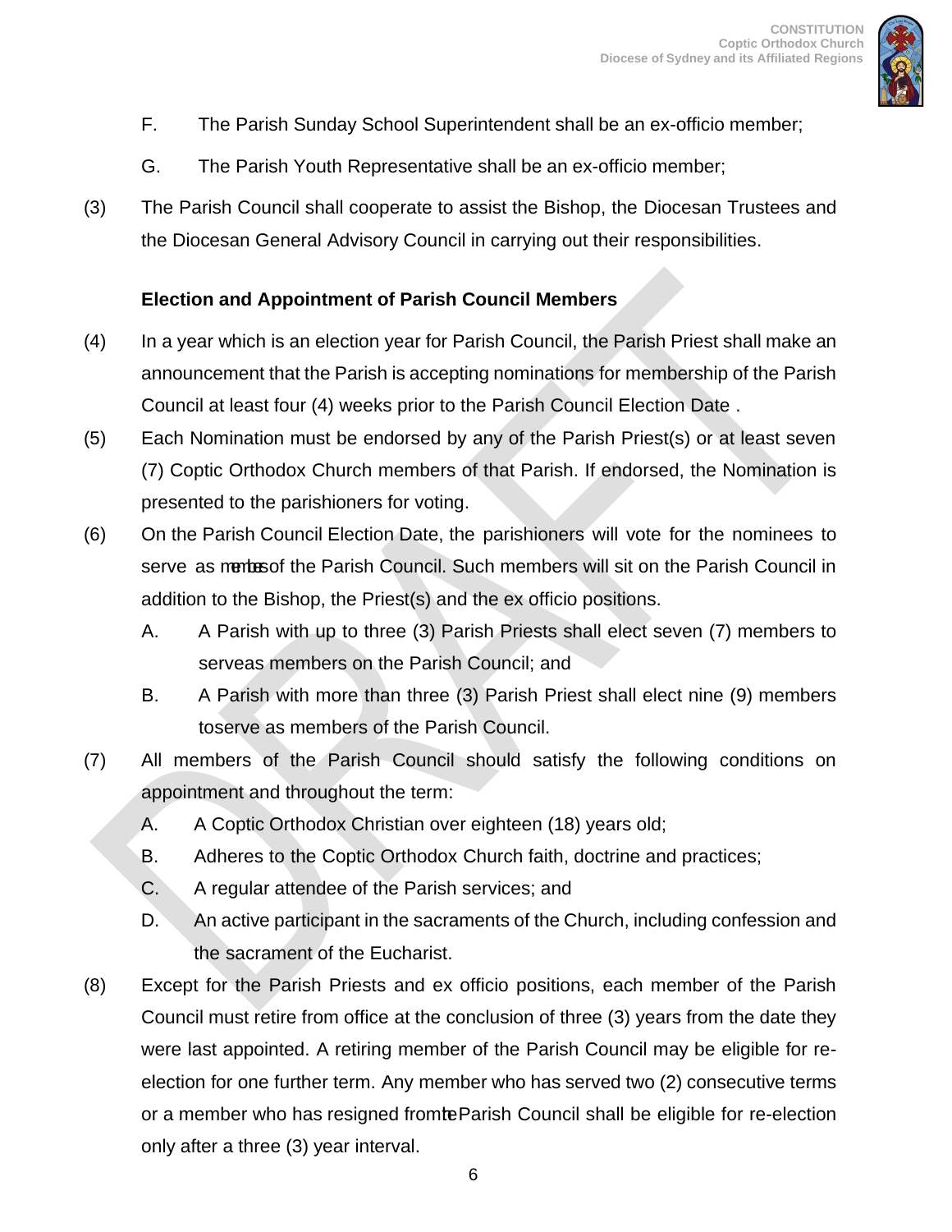F. The Parish Sunday School Superintendent shall be an ex-officio member;

G. The Parish Youth Representative shall be an ex-officio member;

(3) The Parish Council shall cooperate to assist the Bishop, the Diocesan Trustees and the Diocesan General Advisory Council in carrying out their responsibilities.

**Election and Appointment of Parish Council Members**

(4) In a year which is an election year for Parish Council, the Parish Priest shall make an announcement that the Parish is accepting nominations for membership of the Parish Council at least four (4) weeks prior to the Parish Council Election Date .

(5) Each Nomination must be endorsed by any of the Parish Priest(s) or at least seven (7) Coptic Orthodox Church members of that Parish. If endorsed, the Nomination is presented to the parishioners for voting.

(6) On the Parish Council Election Date, the parishioners will vote for the nominees to serve as members of the Parish Council. Such members will sit on the Parish Council in addition to the Bishop, the Priest(s) and the ex officio positions.

A. A Parish with up to three (3) Parish Priests shall elect seven (7) members to serveas members on the Parish Council; and

B. A Parish with more than three (3) Parish Priest shall elect nine (9) members toserve as members of the Parish Council.

(7) All members of the Parish Council should satisfy the following conditions on appointment and throughout the term:

A. A Coptic Orthodox Christian over eighteen (18) years old;

B. Adheres to the Coptic Orthodox Church faith, doctrine and practices;

C. A regular attendee of the Parish services; and

D. An active participant in the sacraments of the Church, including confession and the sacrament of the Eucharist.

(8) Except for the Parish Priests and ex officio positions, each member of the Parish Council must retire from office at the conclusion of three (3) years from the date they were last appointed. A retiring member of the Parish Council may be eligible for re-election for one further term. Any member who has served two (2) consecutive terms or a member who has resigned from the Parish Council shall be eligible for re-election only after a three (3) year interval.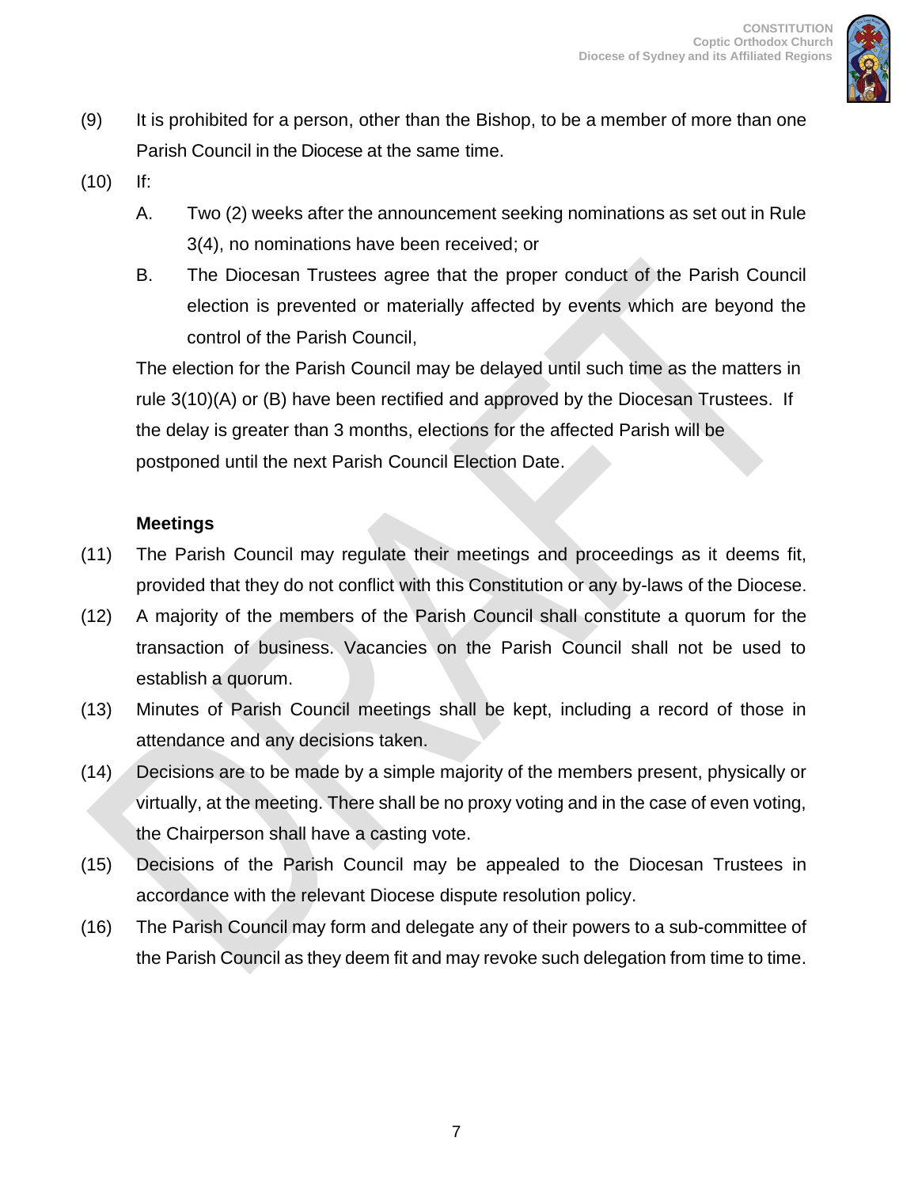(9) It is prohibited for a person, other than the Bishop, to be a member of more than one Parish Council in the Diocese at the same time.

(10) If:

A. Two (2) weeks after the announcement seeking nominations as set out in Rule 3(4), no nominations have been received; or

B. The Diocesan Trustees agree that the proper conduct of the Parish Council election is prevented or materially affected by events which are beyond the control of the Parish Council,

The election for the Parish Council may be delayed until such time as the matters in rule 3(10)(A) or (B) have been rectified and approved by the Diocesan Trustees. If the delay is greater than 3 months, elections for the affected Parish will be postponed until the next Parish Council Election Date.

**Meetings**

(11) The Parish Council may regulate their meetings and proceedings as it deems fit, provided that they do not conflict with this Constitution or any by-laws of the Diocese.

(12) A majority of the members of the Parish Council shall constitute a quorum for the transaction of business. Vacancies on the Parish Council shall not be used to establish a quorum.

(13) Minutes of Parish Council meetings shall be kept, including a record of those in attendance and any decisions taken.

(14) Decisions are to be made by a simple majority of the members present, physically or virtually, at the meeting. There shall be no proxy voting and in the case of even voting, the Chairperson shall have a casting vote.

(15) Decisions of the Parish Council may be appealed to the Diocesan Trustees in accordance with the relevant Diocese dispute resolution policy.

(16) The Parish Council may form and delegate any of their powers to a sub-committee of the Parish Council as they deem fit and may revoke such delegation from time to time.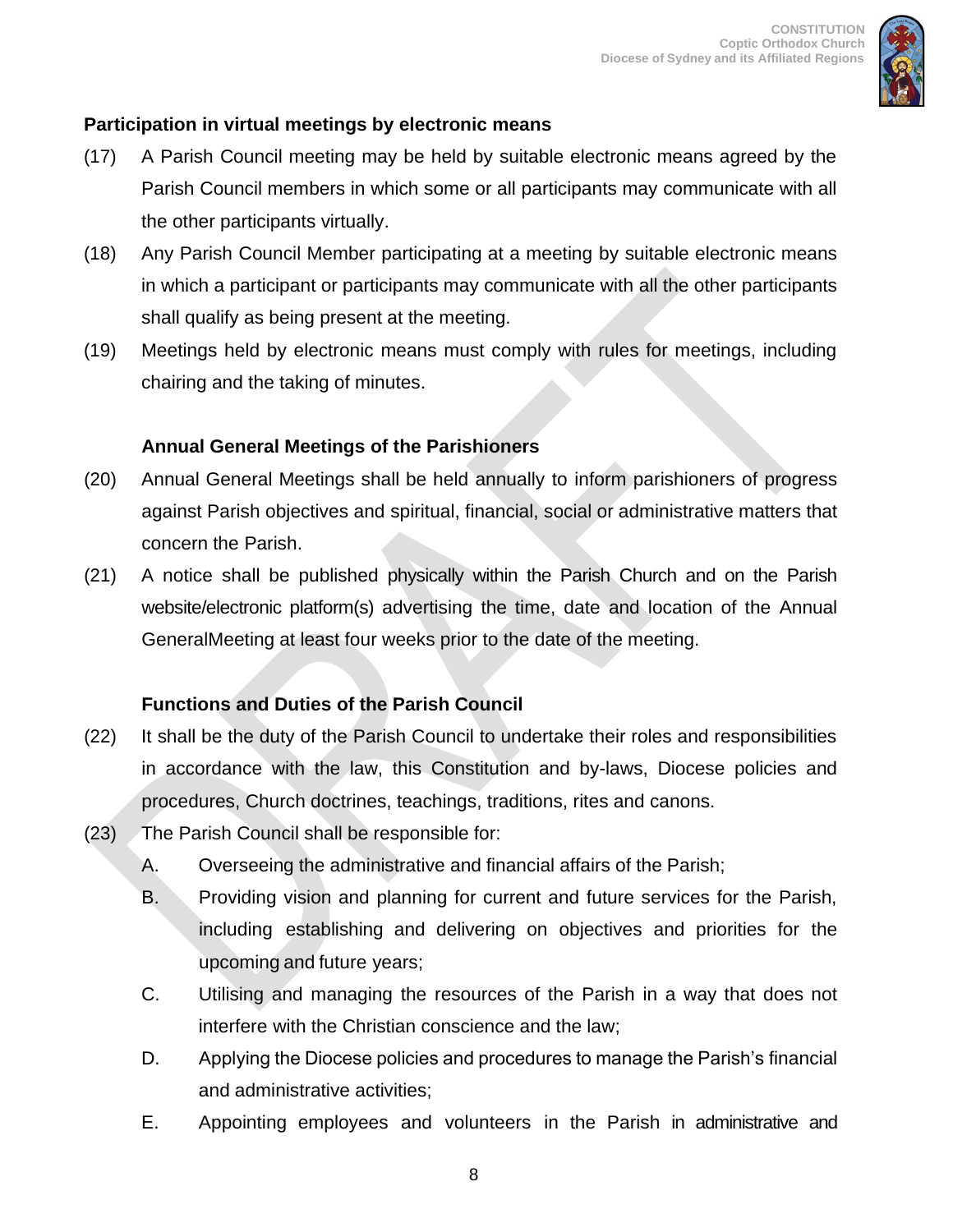**Participation in virtual meetings by electronic means**

(17) A Parish Council meeting may be held by suitable electronic means agreed by the Parish Council members in which some or all participants may communicate with all the other participants virtually.

(18) Any Parish Council Member participating at a meeting by suitable electronic means in which a participant or participants may communicate with all the other participants shall qualify as being present at the meeting.

(19) Meetings held by electronic means must comply with rules for meetings, including chairing and the taking of minutes.

**Annual General Meetings of the Parishioners**

(20) Annual General Meetings shall be held annually to inform parishioners of progress against Parish objectives and spiritual, financial, social or administrative matters that concern the Parish.

(21) A notice shall be published physically within the Parish Church and on the Parish website/electronic platform(s) advertising the time, date and location of the Annual GeneralMeeting at least four weeks prior to the date of the meeting.

**Functions and Duties of the Parish Council**

(22) It shall be the duty of the Parish Council to undertake their roles and responsibilities in accordance with the law, this Constitution and by-laws, Diocese policies and procedures, Church doctrines, teachings, traditions, rites and canons.

(23) The Parish Council shall be responsible for:

A. Overseeing the administrative and financial affairs of the Parish;

B. Providing vision and planning for current and future services for the Parish, including establishing and delivering on objectives and priorities for the upcoming and future years;

C. Utilising and managing the resources of the Parish in a way that does not interfere with the Christian conscience and the law;

D. Applying the Diocese policies and procedures to manage the Parish's financial and administrative activities;

E. Appointing employees and volunteers in the Parish in administrative and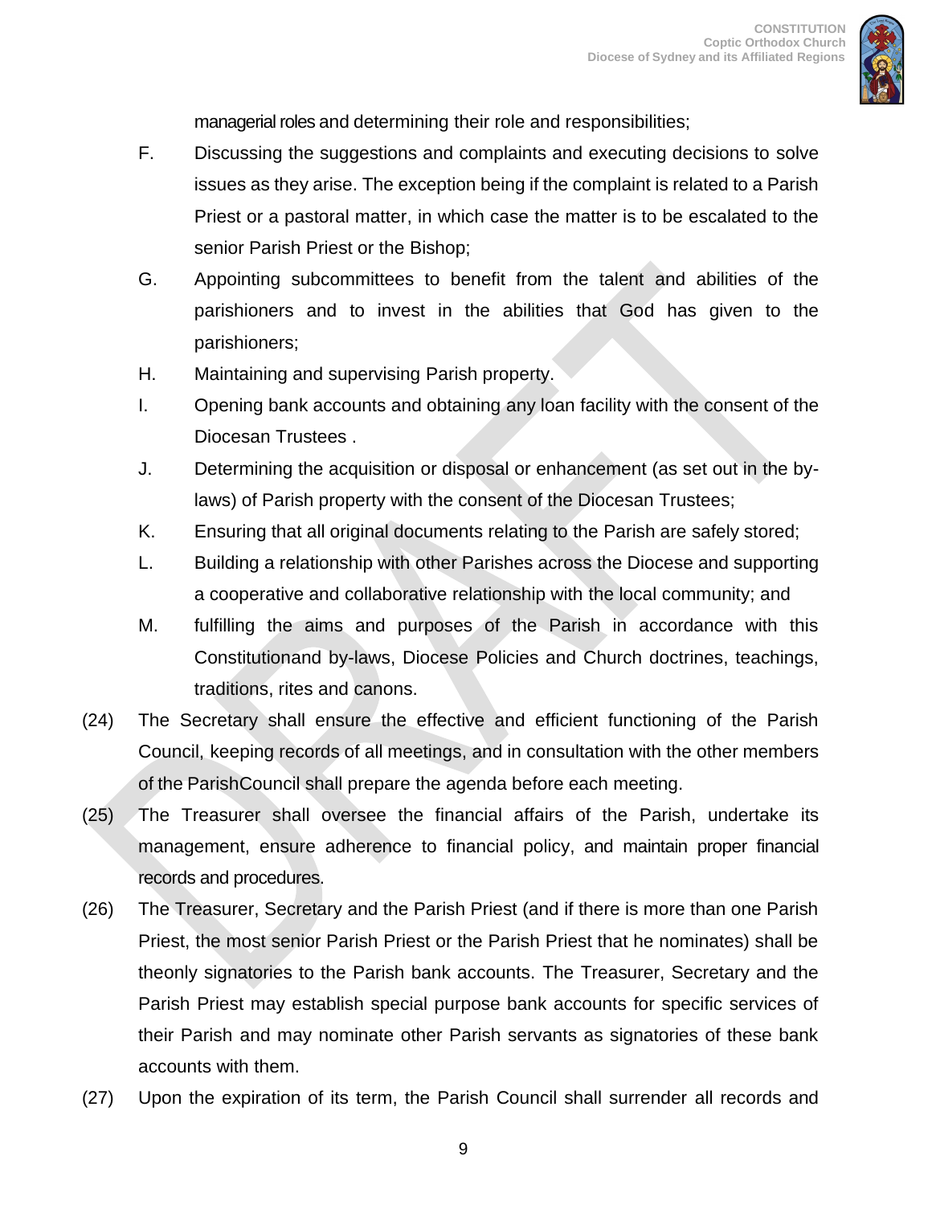managerial roles and determining their role and responsibilities;

F. Discussing the suggestions and complaints and executing decisions to solve issues as they arise. The exception being if the complaint is related to a Parish Priest or a pastoral matter, in which case the matter is to be escalated to the senior Parish Priest or the Bishop;

G. Appointing subcommittees to benefit from the talent and abilities of the parishioners and to invest in the abilities that God has given to the parishioners;

H. Maintaining and supervising Parish property.

I. Opening bank accounts and obtaining any loan facility with the consent of the Diocesan Trustees .

J. Determining the acquisition or disposal or enhancement (as set out in the by-laws) of Parish property with the consent of the Diocesan Trustees;

K. Ensuring that all original documents relating to the Parish are safely stored;

L. Building a relationship with other Parishes across the Diocese and supporting a cooperative and collaborative relationship with the local community; and

M. fulfilling the aims and purposes of the Parish in accordance with this Constitutionand by-laws, Diocese Policies and Church doctrines, teachings, traditions, rites and canons.

(24) The Secretary shall ensure the effective and efficient functioning of the Parish Council, keeping records of all meetings, and in consultation with the other members of the ParishCouncil shall prepare the agenda before each meeting.

(25) The Treasurer shall oversee the financial affairs of the Parish, undertake its management, ensure adherence to financial policy, and maintain proper financial records and procedures.

(26) The Treasurer, Secretary and the Parish Priest (and if there is more than one Parish Priest, the most senior Parish Priest or the Parish Priest that he nominates) shall be theonly signatories to the Parish bank accounts. The Treasurer, Secretary and the Parish Priest may establish special purpose bank accounts for specific services of their Parish and may nominate other Parish servants as signatories of these bank accounts with them.

(27) Upon the expiration of its term, the Parish Council shall surrender all records and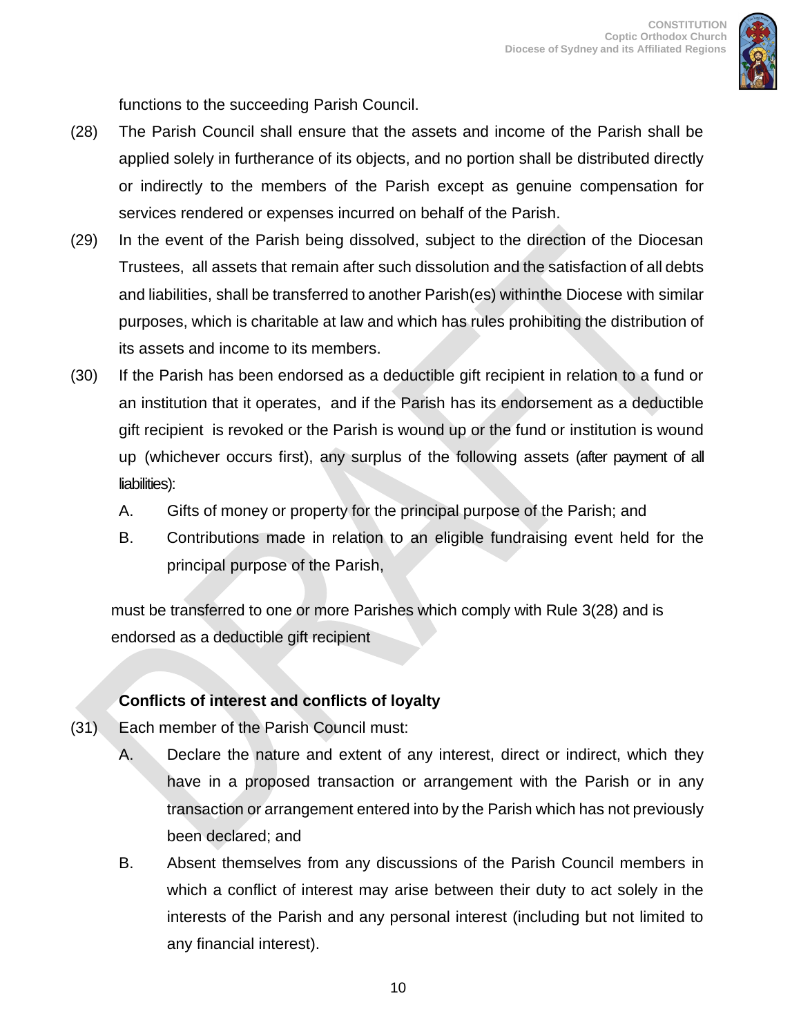functions to the succeeding Parish Council.

(28) The Parish Council shall ensure that the assets and income of the Parish shall be applied solely in furtherance of its objects, and no portion shall be distributed directly or indirectly to the members of the Parish except as genuine compensation for services rendered or expenses incurred on behalf of the Parish.

(29) In the event of the Parish being dissolved, subject to the direction of the Diocesan Trustees, all assets that remain after such dissolution and the satisfaction of all debts and liabilities, shall be transferred to another Parish(es) withinthe Diocese with similar purposes, which is charitable at law and which has rules prohibiting the distribution of its assets and income to its members.

(30) If the Parish has been endorsed as a deductible gift recipient in relation to a fund or an institution that it operates, and if the Parish has its endorsement as a deductible gift recipient is revoked or the Parish is wound up or the fund or institution is wound up (whichever occurs first), any surplus of the following assets (after payment of all liabilities):

   A. Gifts of money or property for the principal purpose of the Parish; and

   B. Contributions made in relation to an eligible fundraising event held for the principal purpose of the Parish,

must be transferred to one or more Parishes which comply with Rule 3(28) and is endorsed as a deductible gift recipient

**Conflicts of interest and conflicts of loyalty**

(31) Each member of the Parish Council must:

   A. Declare the nature and extent of any interest, direct or indirect, which they have in a proposed transaction or arrangement with the Parish or in any transaction or arrangement entered into by the Parish which has not previously been declared; and

   B. Absent themselves from any discussions of the Parish Council members in which a conflict of interest may arise between their duty to act solely in the interests of the Parish and any personal interest (including but not limited to any financial interest).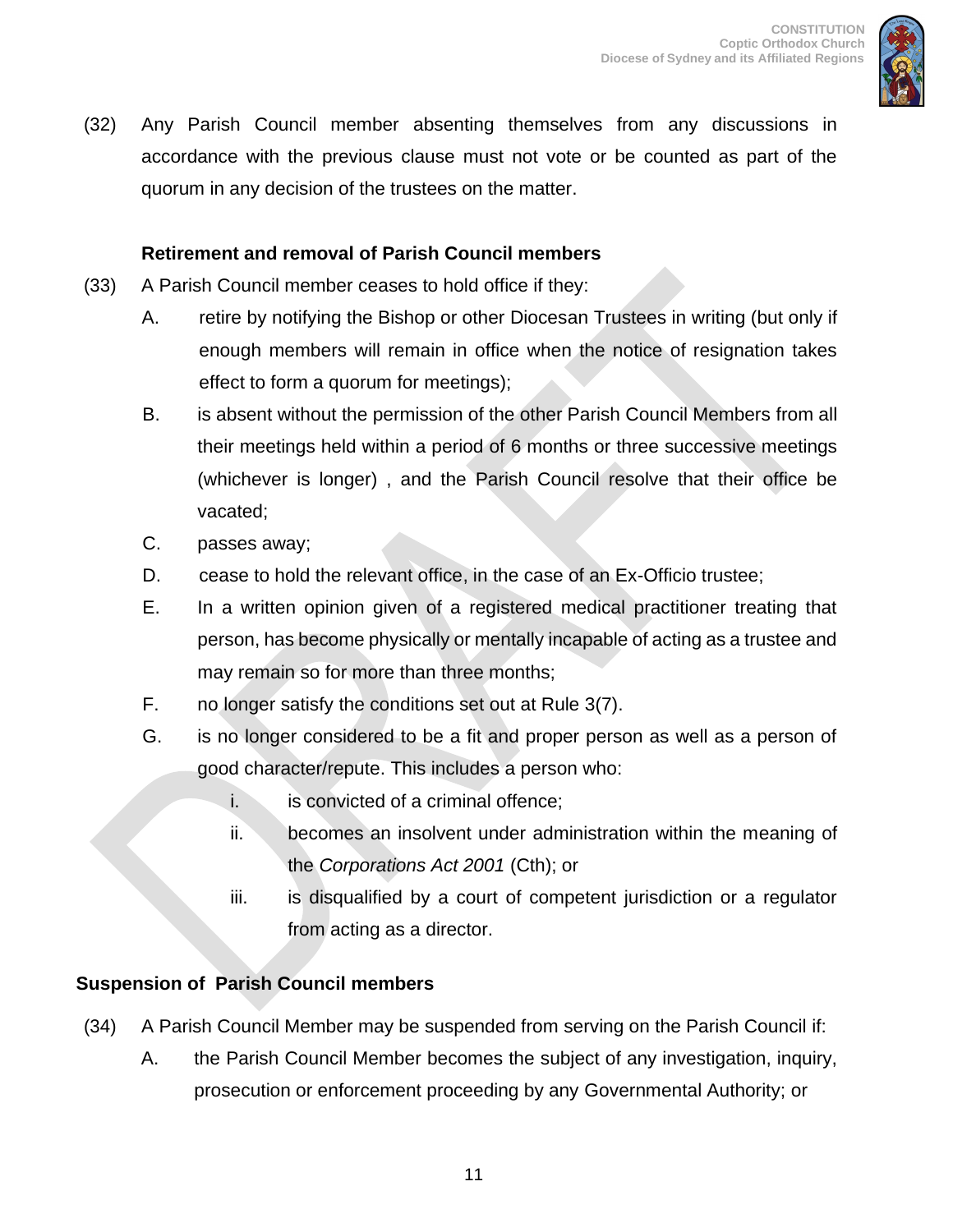(32) Any Parish Council member absenting themselves from any discussions in accordance with the previous clause must not vote or be counted as part of the quorum in any decision of the trustees on the matter.

**Retirement and removal of Parish Council members**

(33) A Parish Council member ceases to hold office if they:

A. retire by notifying the Bishop or other Diocesan Trustees in writing (but only if enough members will remain in office when the notice of resignation takes effect to form a quorum for meetings);

B. is absent without the permission of the other Parish Council Members from all their meetings held within a period of 6 months or three successive meetings (whichever is longer) , and the Parish Council resolve that their office be vacated;

C. passes away;

D. cease to hold the relevant office, in the case of an Ex-Officio trustee;

E. In a written opinion given of a registered medical practitioner treating that person, has become physically or mentally incapable of acting as a trustee and may remain so for more than three months;

F. no longer satisfy the conditions set out at Rule 3(7).

G. is no longer considered to be a fit and proper person as well as a person of good character/repute. This includes a person who:

i. is convicted of a criminal offence;

ii. becomes an insolvent under administration within the meaning of the *Corporations Act 2001* (Cth); or

iii. is disqualified by a court of competent jurisdiction or a regulator from acting as a director.

**Suspension of Parish Council members**

(34) A Parish Council Member may be suspended from serving on the Parish Council if:

A. the Parish Council Member becomes the subject of any investigation, inquiry, prosecution or enforcement proceeding by any Governmental Authority; or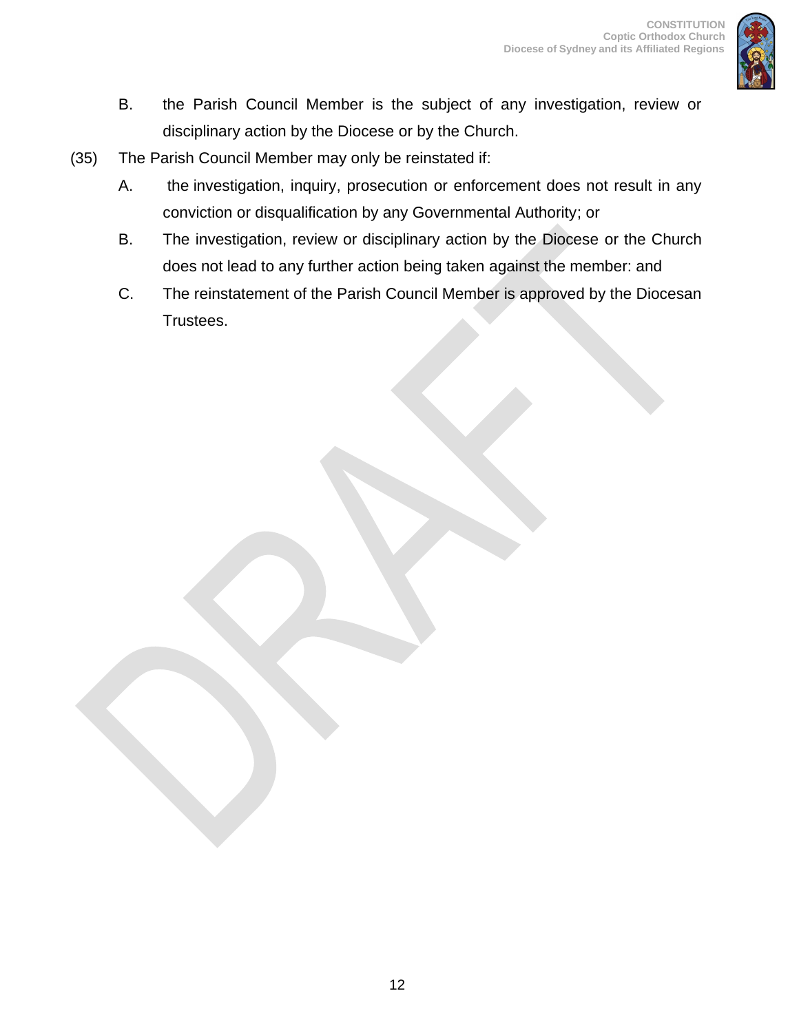B. the Parish Council Member is the subject of any investigation, review or disciplinary action by the Diocese or by the Church.

(35) The Parish Council Member may only be reinstated if:

A. the investigation, inquiry, prosecution or enforcement does not result in any conviction or disqualification by any Governmental Authority; or

B. The investigation, review or disciplinary action by the Diocese or the Church does not lead to any further action being taken against the member: and

C. The reinstatement of the Parish Council Member is approved by the Diocesan Trustees.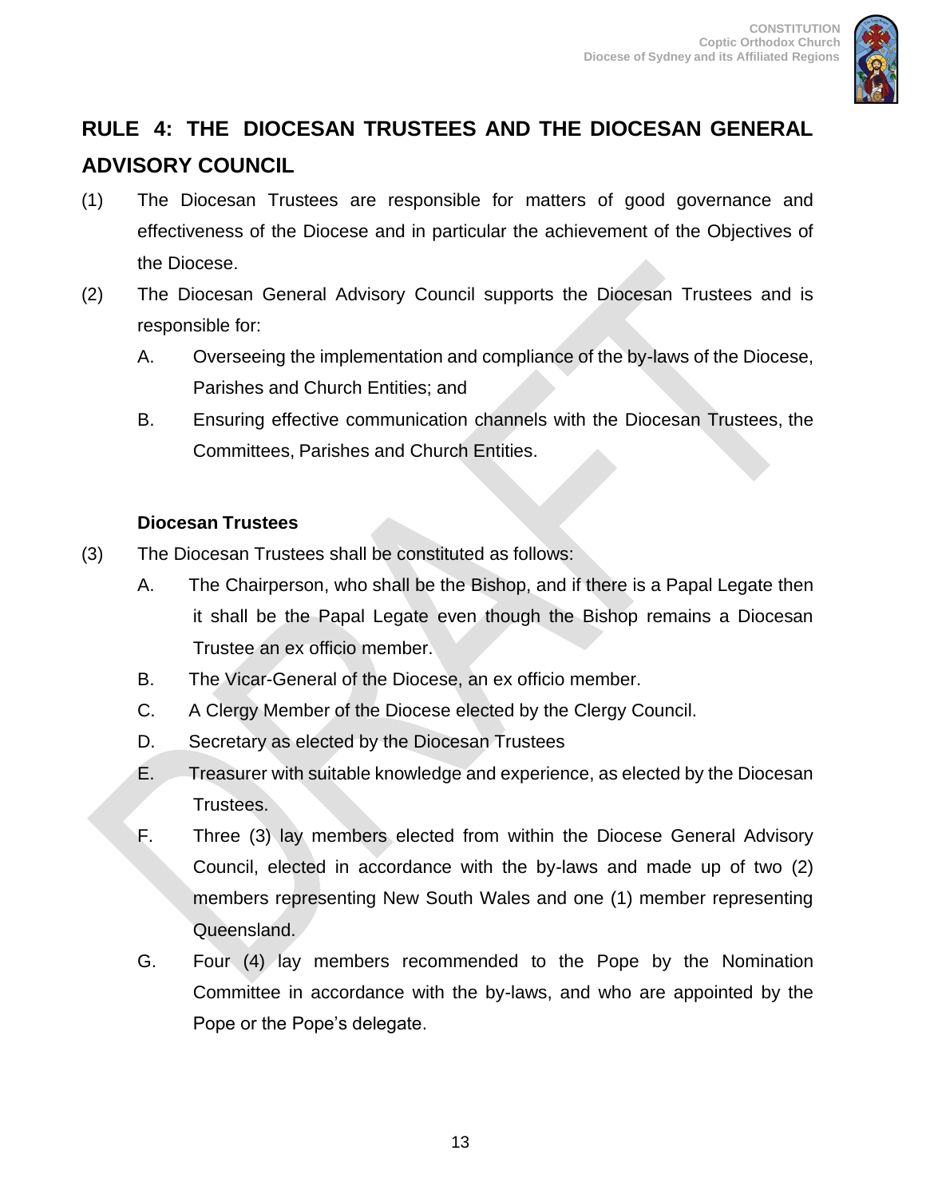## RULE 4: THE DIOCESAN TRUSTEES AND THE DIOCESAN GENERAL ADVISORY COUNCIL

(1) The Diocesan Trustees are responsible for matters of good governance and effectiveness of the Diocese and in particular the achievement of the Objectives of the Diocese.

(2) The Diocesan General Advisory Council supports the Diocesan Trustees and is responsible for:

A. Overseeing the implementation and compliance of the by-laws of the Diocese, Parishes and Church Entities; and

B. Ensuring effective communication channels with the Diocesan Trustees, the Committees, Parishes and Church Entities.

**Diocesan Trustees**

(3) The Diocesan Trustees shall be constituted as follows:

A. The Chairperson, who shall be the Bishop, and if there is a Papal Legate then it shall be the Papal Legate even though the Bishop remains a Diocesan Trustee an ex officio member.

B. The Vicar-General of the Diocese, an ex officio member.

C. A Clergy Member of the Diocese elected by the Clergy Council.

D. Secretary as elected by the Diocesan Trustees

E. Treasurer with suitable knowledge and experience, as elected by the Diocesan Trustees.

F. Three (3) lay members elected from within the Diocese General Advisory Council, elected in accordance with the by-laws and made up of two (2) members representing New South Wales and one (1) member representing Queensland.

G. Four (4) lay members recommended to the Pope by the Nomination Committee in accordance with the by-laws, and who are appointed by the Pope or the Pope's delegate.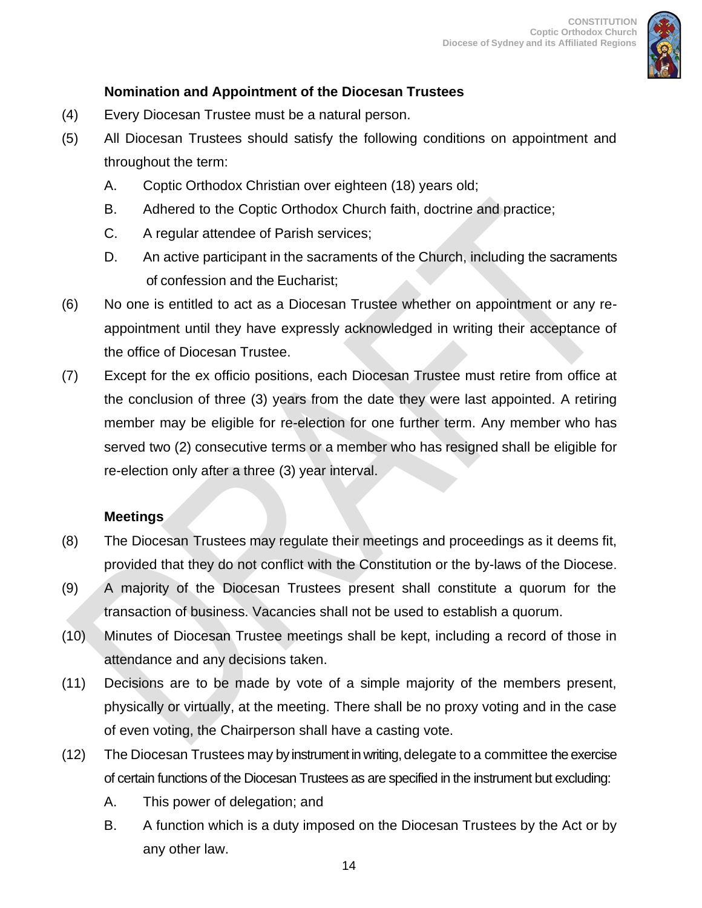### Nomination and Appointment of the Diocesan Trustees

(4) Every Diocesan Trustee must be a natural person.

(5) All Diocesan Trustees should satisfy the following conditions on appointment and throughout the term:

A. Coptic Orthodox Christian over eighteen (18) years old;

B. Adhered to the Coptic Orthodox Church faith, doctrine and practice;

C. A regular attendee of Parish services;

D. An active participant in the sacraments of the Church, including the sacraments of confession and the Eucharist;

(6) No one is entitled to act as a Diocesan Trustee whether on appointment or any re-appointment until they have expressly acknowledged in writing their acceptance of the office of Diocesan Trustee.

(7) Except for the ex officio positions, each Diocesan Trustee must retire from office at the conclusion of three (3) years from the date they were last appointed. A retiring member may be eligible for re-election for one further term. Any member who has served two (2) consecutive terms or a member who has resigned shall be eligible for re-election only after a three (3) year interval.

### Meetings

(8) The Diocesan Trustees may regulate their meetings and proceedings as it deems fit, provided that they do not conflict with the Constitution or the by-laws of the Diocese.

(9) A majority of the Diocesan Trustees present shall constitute a quorum for the transaction of business. Vacancies shall not be used to establish a quorum.

(10) Minutes of Diocesan Trustee meetings shall be kept, including a record of those in attendance and any decisions taken.

(11) Decisions are to be made by vote of a simple majority of the members present, physically or virtually, at the meeting. There shall be no proxy voting and in the case of even voting, the Chairperson shall have a casting vote.

(12) The Diocesan Trustees may by instrument in writing, delegate to a committee the exercise of certain functions of the Diocesan Trustees as are specified in the instrument but excluding:

A. This power of delegation; and

B. A function which is a duty imposed on the Diocesan Trustees by the Act or by any other law.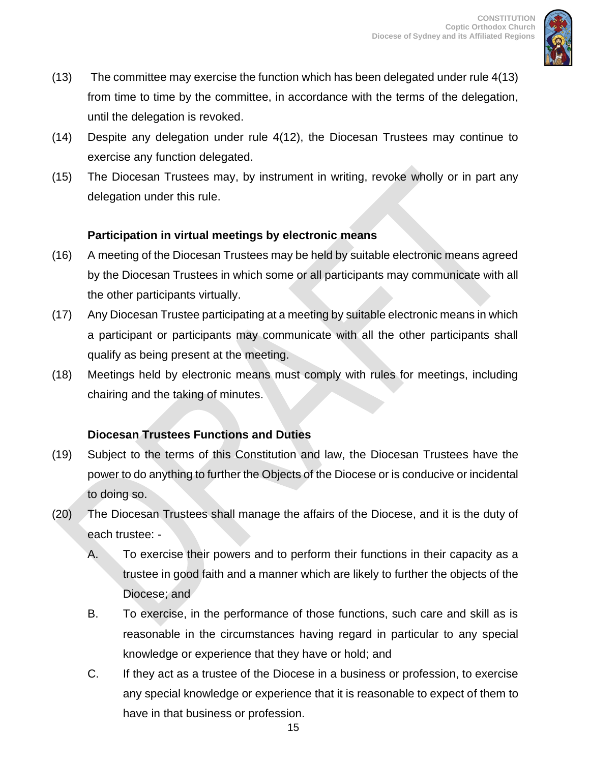(13) The committee may exercise the function which has been delegated under rule 4(13) from time to time by the committee, in accordance with the terms of the delegation, until the delegation is revoked.

(14) Despite any delegation under rule 4(12), the Diocesan Trustees may continue to exercise any function delegated.

(15) The Diocesan Trustees may, by instrument in writing, revoke wholly or in part any delegation under this rule.

**Participation in virtual meetings by electronic means**

(16) A meeting of the Diocesan Trustees may be held by suitable electronic means agreed by the Diocesan Trustees in which some or all participants may communicate with all the other participants virtually.

(17) Any Diocesan Trustee participating at a meeting by suitable electronic means in which a participant or participants may communicate with all the other participants shall qualify as being present at the meeting.

(18) Meetings held by electronic means must comply with rules for meetings, including chairing and the taking of minutes.

**Diocesan Trustees Functions and Duties**

(19) Subject to the terms of this Constitution and law, the Diocesan Trustees have the power to do anything to further the Objects of the Diocese or is conducive or incidental to doing so.

(20) The Diocesan Trustees shall manage the affairs of the Diocese, and it is the duty of each trustee: -

A. To exercise their powers and to perform their functions in their capacity as a trustee in good faith and a manner which are likely to further the objects of the Diocese; and

B. To exercise, in the performance of those functions, such care and skill as is reasonable in the circumstances having regard in particular to any special knowledge or experience that they have or hold; and

C. If they act as a trustee of the Diocese in a business or profession, to exercise any special knowledge or experience that it is reasonable to expect of them to have in that business or profession.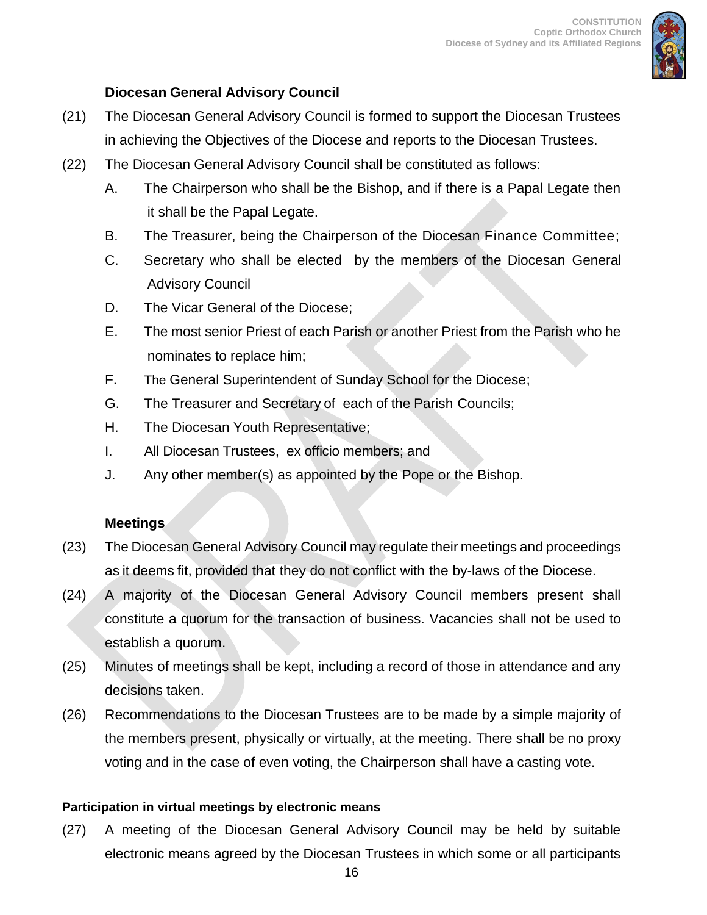### Diocesan General Advisory Council

(21) The Diocesan General Advisory Council is formed to support the Diocesan Trustees in achieving the Objectives of the Diocese and reports to the Diocesan Trustees.

(22) The Diocesan General Advisory Council shall be constituted as follows:

A. The Chairperson who shall be the Bishop, and if there is a Papal Legate then it shall be the Papal Legate.

B. The Treasurer, being the Chairperson of the Diocesan Finance Committee;

C. Secretary who shall be elected by the members of the Diocesan General Advisory Council

D. The Vicar General of the Diocese;

E. The most senior Priest of each Parish or another Priest from the Parish who he nominates to replace him;

F. The General Superintendent of Sunday School for the Diocese;

G. The Treasurer and Secretary of each of the Parish Councils;

H. The Diocesan Youth Representative;

I. All Diocesan Trustees, ex officio members; and

J. Any other member(s) as appointed by the Pope or the Bishop.

### Meetings

(23) The Diocesan General Advisory Council may regulate their meetings and proceedings as it deems fit, provided that they do not conflict with the by-laws of the Diocese.

(24) A majority of the Diocesan General Advisory Council members present shall constitute a quorum for the transaction of business. Vacancies shall not be used to establish a quorum.

(25) Minutes of meetings shall be kept, including a record of those in attendance and any decisions taken.

(26) Recommendations to the Diocesan Trustees are to be made by a simple majority of the members present, physically or virtually, at the meeting. There shall be no proxy voting and in the case of even voting, the Chairperson shall have a casting vote.

#### Participation in virtual meetings by electronic means

(27) A meeting of the Diocesan General Advisory Council may be held by suitable electronic means agreed by the Diocesan Trustees in which some or all participants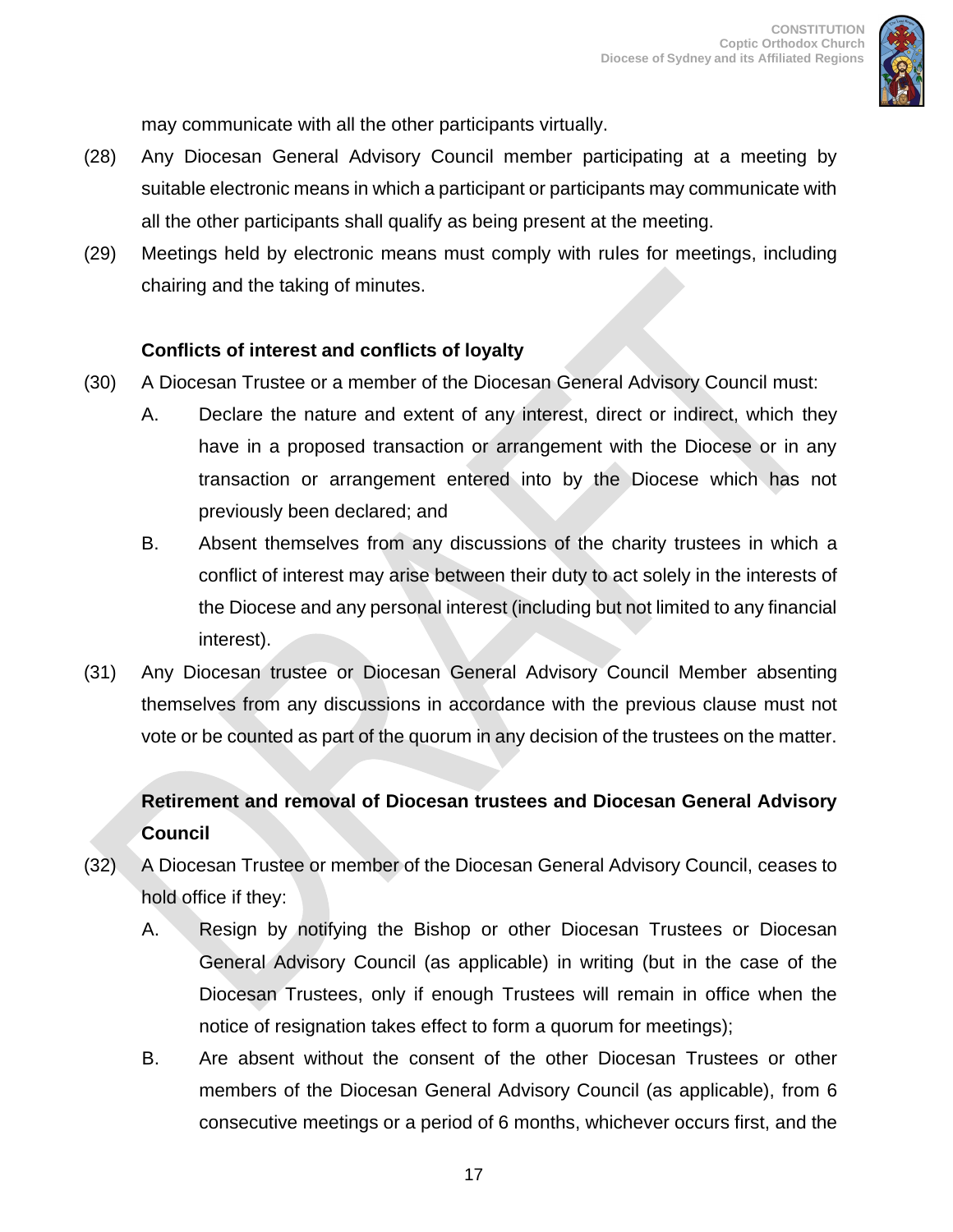may communicate with all the other participants virtually.

(28) Any Diocesan General Advisory Council member participating at a meeting by suitable electronic means in which a participant or participants may communicate with all the other participants shall qualify as being present at the meeting.

(29) Meetings held by electronic means must comply with rules for meetings, including chairing and the taking of minutes.

**Conflicts of interest and conflicts of loyalty**

(30) A Diocesan Trustee or a member of the Diocesan General Advisory Council must:

A. Declare the nature and extent of any interest, direct or indirect, which they have in a proposed transaction or arrangement with the Diocese or in any transaction or arrangement entered into by the Diocese which has not previously been declared; and

B. Absent themselves from any discussions of the charity trustees in which a conflict of interest may arise between their duty to act solely in the interests of the Diocese and any personal interest (including but not limited to any financial interest).

(31) Any Diocesan trustee or Diocesan General Advisory Council Member absenting themselves from any discussions in accordance with the previous clause must not vote or be counted as part of the quorum in any decision of the trustees on the matter.

**Retirement and removal of Diocesan trustees and Diocesan General Advisory Council**

(32) A Diocesan Trustee or member of the Diocesan General Advisory Council, ceases to hold office if they:

A. Resign by notifying the Bishop or other Diocesan Trustees or Diocesan General Advisory Council (as applicable) in writing (but in the case of the Diocesan Trustees, only if enough Trustees will remain in office when the notice of resignation takes effect to form a quorum for meetings);

B. Are absent without the consent of the other Diocesan Trustees or other members of the Diocesan General Advisory Council (as applicable), from 6 consecutive meetings or a period of 6 months, whichever occurs first, and the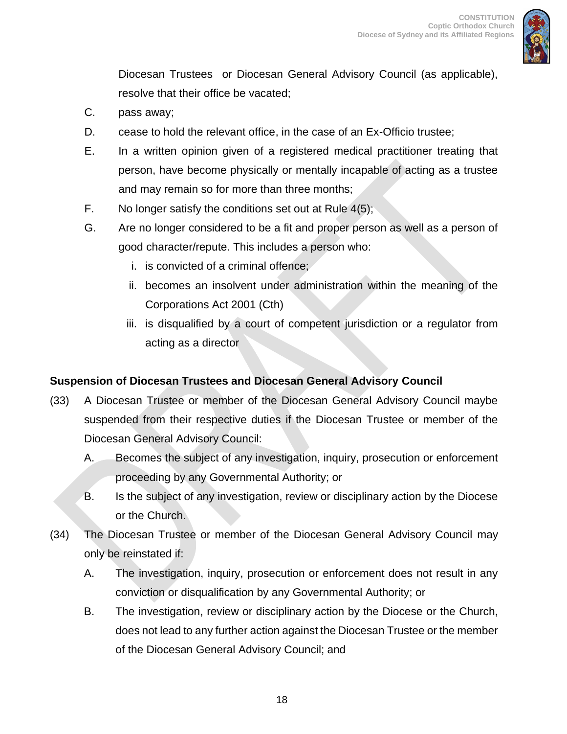Diocesan Trustees or Diocesan General Advisory Council (as applicable), resolve that their office be vacated;

C. pass away;

D. cease to hold the relevant office, in the case of an Ex-Officio trustee;

E. In a written opinion given of a registered medical practitioner treating that person, have become physically or mentally incapable of acting as a trustee and may remain so for more than three months;

F. No longer satisfy the conditions set out at Rule 4(5);

G. Are no longer considered to be a fit and proper person as well as a person of good character/repute. This includes a person who:

   i. is convicted of a criminal offence;

   ii. becomes an insolvent under administration within the meaning of the Corporations Act 2001 (Cth)

   iii. is disqualified by a court of competent jurisdiction or a regulator from acting as a director

**Suspension of Diocesan Trustees and Diocesan General Advisory Council**

(33) A Diocesan Trustee or member of the Diocesan General Advisory Council maybe suspended from their respective duties if the Diocesan Trustee or member of the Diocesan General Advisory Council:

A. Becomes the subject of any investigation, inquiry, prosecution or enforcement proceeding by any Governmental Authority; or

B. Is the subject of any investigation, review or disciplinary action by the Diocese or the Church.

(34) The Diocesan Trustee or member of the Diocesan General Advisory Council may only be reinstated if:

A. The investigation, inquiry, prosecution or enforcement does not result in any conviction or disqualification by any Governmental Authority; or

B. The investigation, review or disciplinary action by the Diocese or the Church, does not lead to any further action against the Diocesan Trustee or the member of the Diocesan General Advisory Council; and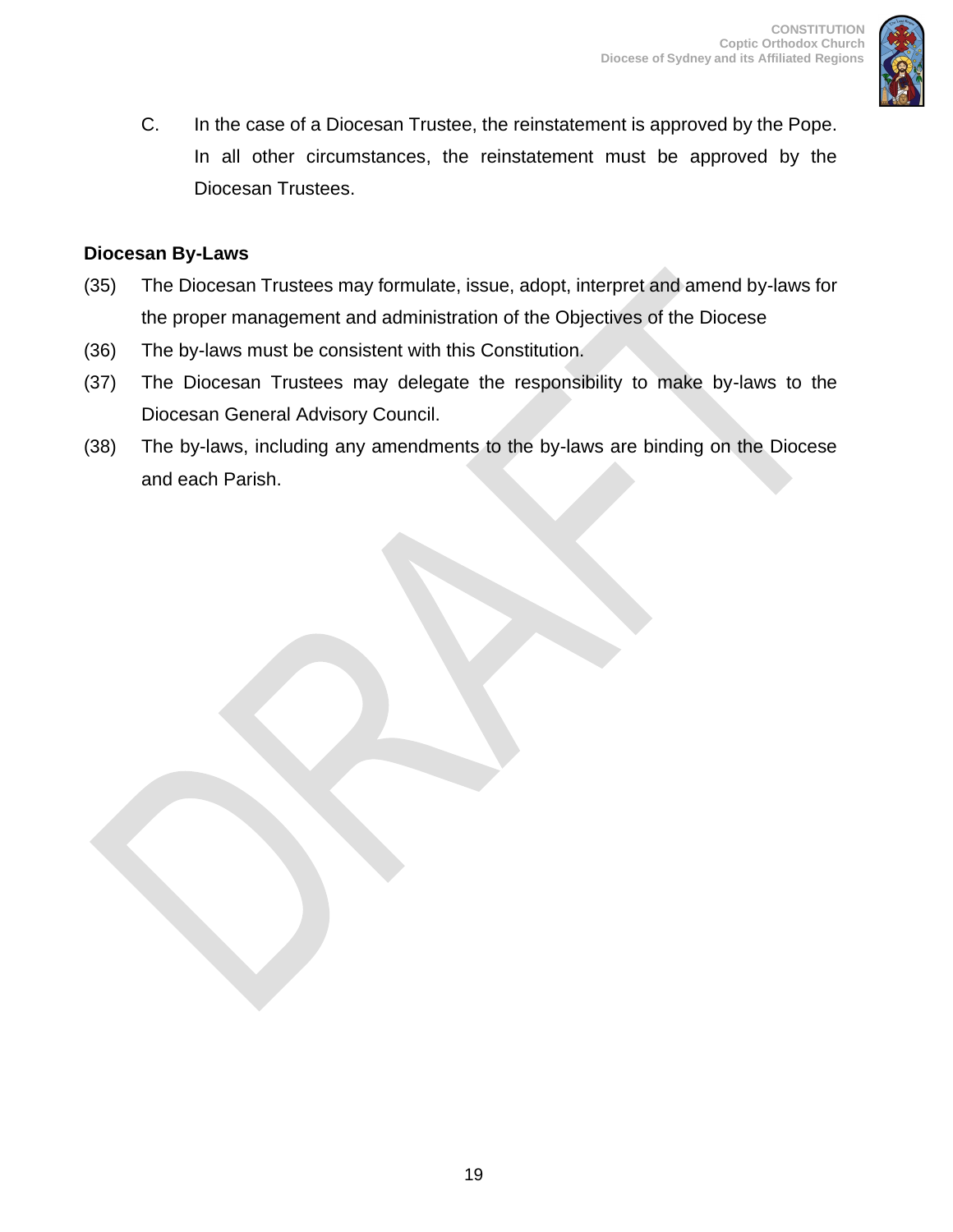C. In the case of a Diocesan Trustee, the reinstatement is approved by the Pope. In all other circumstances, the reinstatement must be approved by the Diocesan Trustees.

**Diocesan By-Laws**

(35) The Diocesan Trustees may formulate, issue, adopt, interpret and amend by-laws for the proper management and administration of the Objectives of the Diocese

(36) The by-laws must be consistent with this Constitution.

(37) The Diocesan Trustees may delegate the responsibility to make by-laws to the Diocesan General Advisory Council.

(38) The by-laws, including any amendments to the by-laws are binding on the Diocese and each Parish.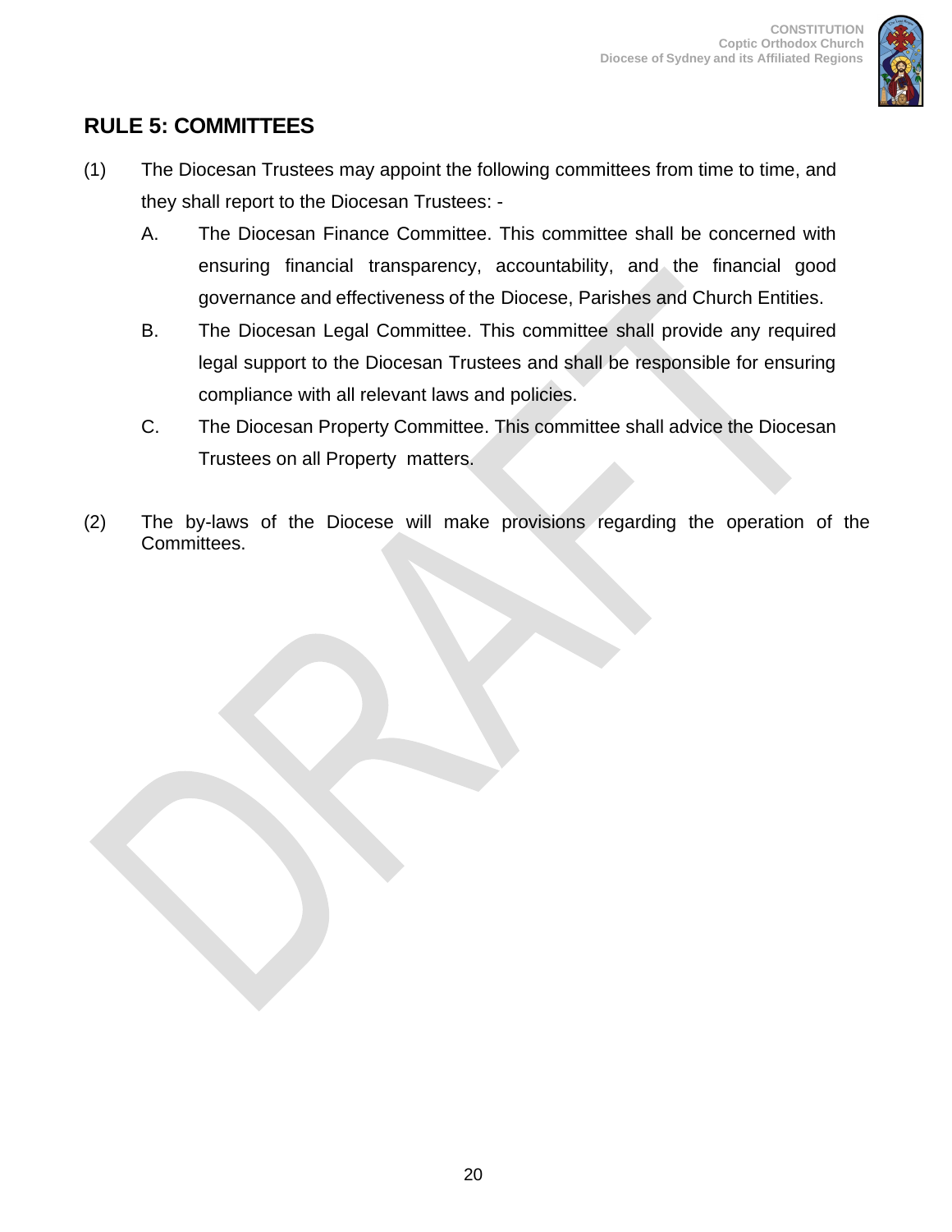## RULE 5: COMMITTEES

(1) The Diocesan Trustees may appoint the following committees from time to time, and they shall report to the Diocesan Trustees: -

A. The Diocesan Finance Committee. This committee shall be concerned with ensuring financial transparency, accountability, and the financial good governance and effectiveness of the Diocese, Parishes and Church Entities.

B. The Diocesan Legal Committee. This committee shall provide any required legal support to the Diocesan Trustees and shall be responsible for ensuring compliance with all relevant laws and policies.

C. The Diocesan Property Committee. This committee shall advice the Diocesan Trustees on all Property matters.

(2) The by-laws of the Diocese will make provisions regarding the operation of the Committees.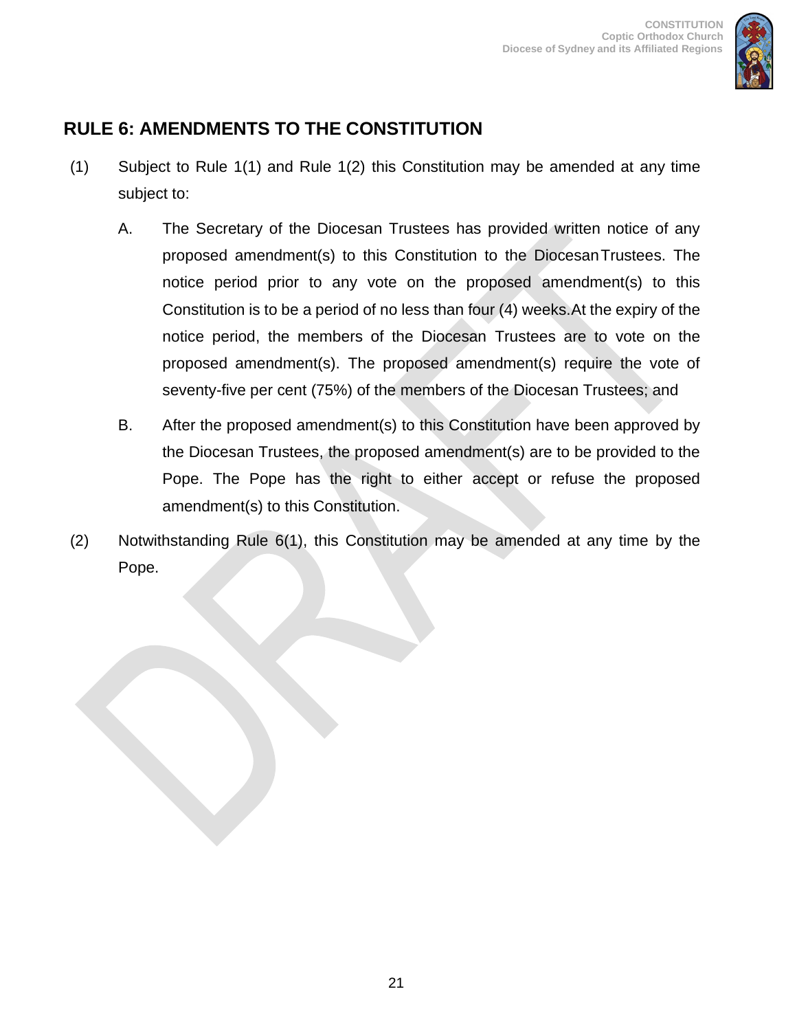## RULE 6: AMENDMENTS TO THE CONSTITUTION

(1) Subject to Rule 1(1) and Rule 1(2) this Constitution may be amended at any time subject to:

A. The Secretary of the Diocesan Trustees has provided written notice of any proposed amendment(s) to this Constitution to the Diocesan Trustees. The notice period prior to any vote on the proposed amendment(s) to this Constitution is to be a period of no less than four (4) weeks. At the expiry of the notice period, the members of the Diocesan Trustees are to vote on the proposed amendment(s). The proposed amendment(s) require the vote of seventy-five per cent (75%) of the members of the Diocesan Trustees; and

B. After the proposed amendment(s) to this Constitution have been approved by the Diocesan Trustees, the proposed amendment(s) are to be provided to the Pope. The Pope has the right to either accept or refuse the proposed amendment(s) to this Constitution.

(2) Notwithstanding Rule 6(1), this Constitution may be amended at any time by the Pope.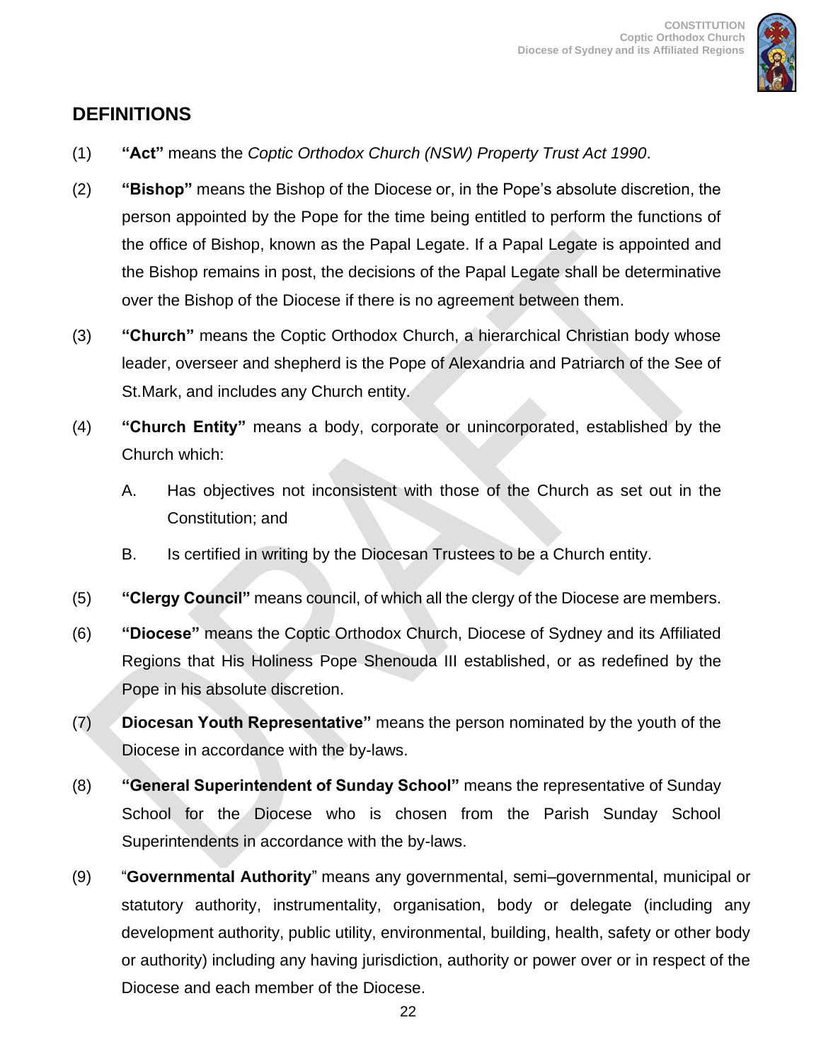## DEFINITIONS

(1) **"Act"** means the *Coptic Orthodox Church (NSW) Property Trust Act 1990*.

(2) **"Bishop"** means the Bishop of the Diocese or, in the Pope's absolute discretion, the person appointed by the Pope for the time being entitled to perform the functions of the office of Bishop, known as the Papal Legate. If a Papal Legate is appointed and the Bishop remains in post, the decisions of the Papal Legate shall be determinative over the Bishop of the Diocese if there is no agreement between them.

(3) **"Church"** means the Coptic Orthodox Church, a hierarchical Christian body whose leader, overseer and shepherd is the Pope of Alexandria and Patriarch of the See of St.Mark, and includes any Church entity.

(4) **"Church Entity"** means a body, corporate or unincorporated, established by the Church which:

   A. Has objectives not inconsistent with those of the Church as set out in the Constitution; and

   B. Is certified in writing by the Diocesan Trustees to be a Church entity.

(5) **"Clergy Council"** means council, of which all the clergy of the Diocese are members.

(6) **"Diocese"** means the Coptic Orthodox Church, Diocese of Sydney and its Affiliated Regions that His Holiness Pope Shenouda III established, or as redefined by the Pope in his absolute discretion.

(7) **Diocesan Youth Representative"** means the person nominated by the youth of the Diocese in accordance with the by-laws.

(8) **"General Superintendent of Sunday School"** means the representative of Sunday School for the Diocese who is chosen from the Parish Sunday School Superintendents in accordance with the by-laws.

(9) "**Governmental Authority**" means any governmental, semi–governmental, municipal or statutory authority, instrumentality, organisation, body or delegate (including any development authority, public utility, environmental, building, health, safety or other body or authority) including any having jurisdiction, authority or power over or in respect of the Diocese and each member of the Diocese.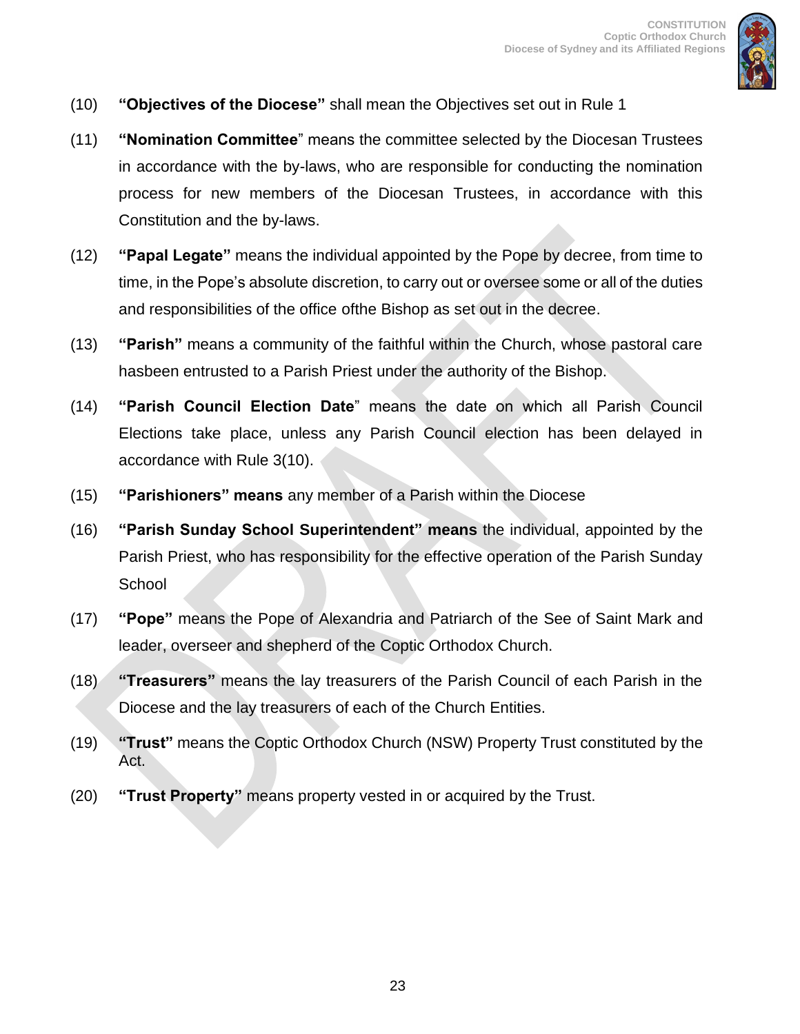(10) **"Objectives of the Diocese"** shall mean the Objectives set out in Rule 1

(11) **"Nomination Committee**" means the committee selected by the Diocesan Trustees in accordance with the by-laws, who are responsible for conducting the nomination process for new members of the Diocesan Trustees, in accordance with this Constitution and the by-laws.

(12) **"Papal Legate"** means the individual appointed by the Pope by decree, from time to time, in the Pope's absolute discretion, to carry out or oversee some or all of the duties and responsibilities of the office ofthe Bishop as set out in the decree.

(13) **"Parish"** means a community of the faithful within the Church, whose pastoral care hasbeen entrusted to a Parish Priest under the authority of the Bishop.

(14) **"Parish Council Election Date**" means the date on which all Parish Council Elections take place, unless any Parish Council election has been delayed in accordance with Rule 3(10).

(15) **"Parishioners" means** any member of a Parish within the Diocese

(16) **"Parish Sunday School Superintendent" means** the individual, appointed by the Parish Priest, who has responsibility for the effective operation of the Parish Sunday School

(17) **"Pope"** means the Pope of Alexandria and Patriarch of the See of Saint Mark and leader, overseer and shepherd of the Coptic Orthodox Church.

(18) **"Treasurers"** means the lay treasurers of the Parish Council of each Parish in the Diocese and the lay treasurers of each of the Church Entities.

(19) **"Trust"** means the Coptic Orthodox Church (NSW) Property Trust constituted by the Act.

(20) **"Trust Property"** means property vested in or acquired by the Trust.